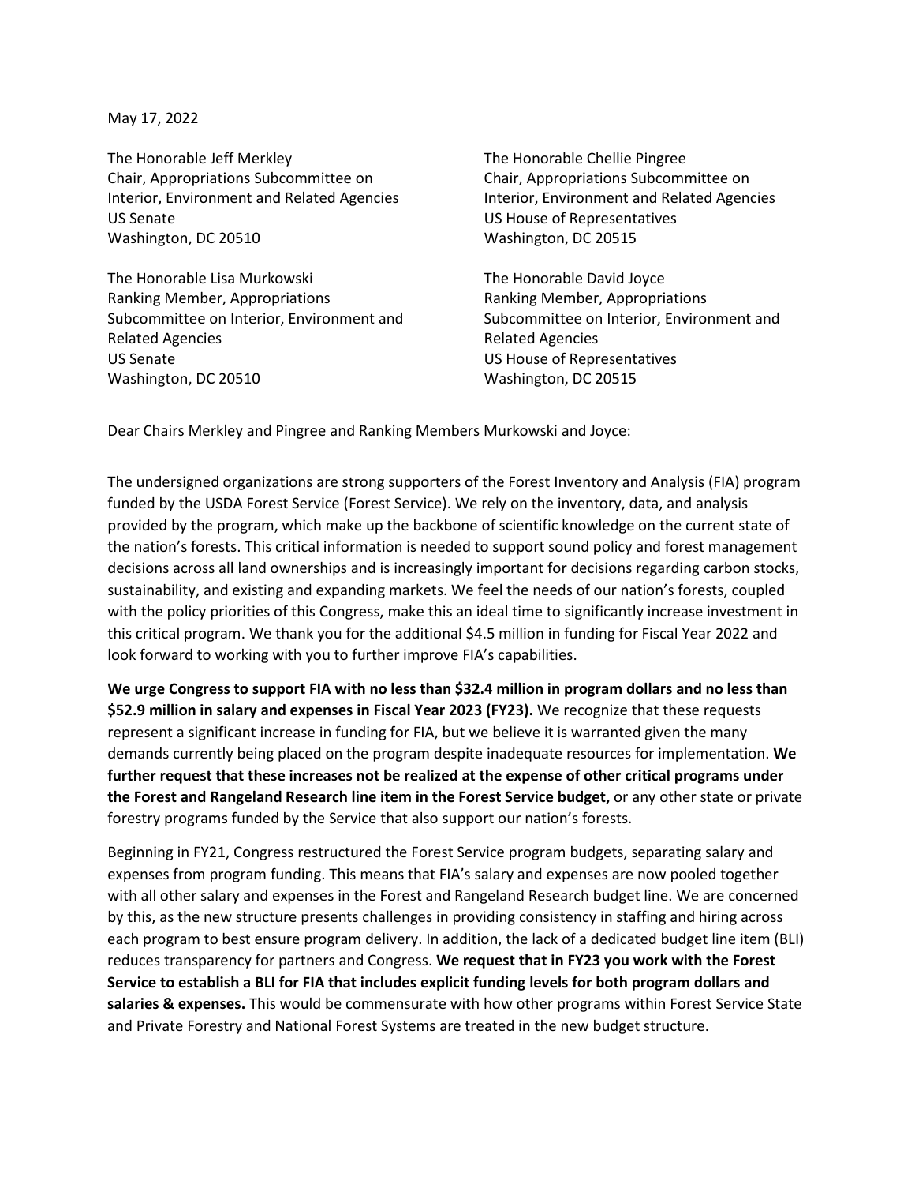May 17, 2022

The Honorable Jeff Merkley
Chair, Appropriations Subcommittee on Interior, Environment and Related Agencies
US Senate
Washington, DC 20510

The Honorable Chellie Pingree
Chair, Appropriations Subcommittee on Interior, Environment and Related Agencies
US House of Representatives
Washington, DC 20515

The Honorable Lisa Murkowski
Ranking Member, Appropriations Subcommittee on Interior, Environment and Related Agencies
US Senate
Washington, DC 20510

The Honorable David Joyce
Ranking Member, Appropriations Subcommittee on Interior, Environment and Related Agencies
US House of Representatives
Washington, DC 20515

Dear Chairs Merkley and Pingree and Ranking Members Murkowski and Joyce:

The undersigned organizations are strong supporters of the Forest Inventory and Analysis (FIA) program funded by the USDA Forest Service (Forest Service). We rely on the inventory, data, and analysis provided by the program, which make up the backbone of scientific knowledge on the current state of the nation's forests. This critical information is needed to support sound policy and forest management decisions across all land ownerships and is increasingly important for decisions regarding carbon stocks, sustainability, and existing and expanding markets. We feel the needs of our nation's forests, coupled with the policy priorities of this Congress, make this an ideal time to significantly increase investment in this critical program. We thank you for the additional $4.5 million in funding for Fiscal Year 2022 and look forward to working with you to further improve FIA's capabilities.

**We urge Congress to support FIA with no less than $32.4 million in program dollars and no less than $52.9 million in salary and expenses in Fiscal Year 2023 (FY23).** We recognize that these requests represent a significant increase in funding for FIA, but we believe it is warranted given the many demands currently being placed on the program despite inadequate resources for implementation. **We further request that these increases not be realized at the expense of other critical programs under the Forest and Rangeland Research line item in the Forest Service budget,** or any other state or private forestry programs funded by the Service that also support our nation's forests.

Beginning in FY21, Congress restructured the Forest Service program budgets, separating salary and expenses from program funding. This means that FIA's salary and expenses are now pooled together with all other salary and expenses in the Forest and Rangeland Research budget line. We are concerned by this, as the new structure presents challenges in providing consistency in staffing and hiring across each program to best ensure program delivery. In addition, the lack of a dedicated budget line item (BLI) reduces transparency for partners and Congress. **We request that in FY23 you work with the Forest Service to establish a BLI for FIA that includes explicit funding levels for both program dollars and salaries & expenses.** This would be commensurate with how other programs within Forest Service State and Private Forestry and National Forest Systems are treated in the new budget structure.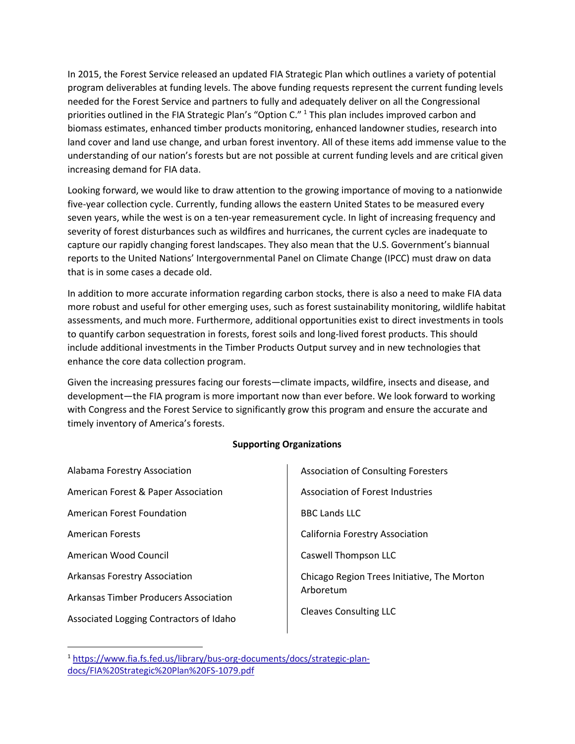In 2015, the Forest Service released an updated FIA Strategic Plan which outlines a variety of potential program deliverables at funding levels. The above funding requests represent the current funding levels needed for the Forest Service and partners to fully and adequately deliver on all the Congressional priorities outlined in the FIA Strategic Plan's "Option C." [1] This plan includes improved carbon and biomass estimates, enhanced timber products monitoring, enhanced landowner studies, research into land cover and land use change, and urban forest inventory. All of these items add immense value to the understanding of our nation's forests but are not possible at current funding levels and are critical given increasing demand for FIA data.

Looking forward, we would like to draw attention to the growing importance of moving to a nationwide five-year collection cycle. Currently, funding allows the eastern United States to be measured every seven years, while the west is on a ten-year remeasurement cycle. In light of increasing frequency and severity of forest disturbances such as wildfires and hurricanes, the current cycles are inadequate to capture our rapidly changing forest landscapes. They also mean that the U.S. Government's biannual reports to the United Nations' Intergovernmental Panel on Climate Change (IPCC) must draw on data that is in some cases a decade old.

In addition to more accurate information regarding carbon stocks, there is also a need to make FIA data more robust and useful for other emerging uses, such as forest sustainability monitoring, wildlife habitat assessments, and much more. Furthermore, additional opportunities exist to direct investments in tools to quantify carbon sequestration in forests, forest soils and long-lived forest products. This should include additional investments in the Timber Products Output survey and in new technologies that enhance the core data collection program.

Given the increasing pressures facing our forests—climate impacts, wildfire, insects and disease, and development—the FIA program is more important now than ever before. We look forward to working with Congress and the Forest Service to significantly grow this program and ensure the accurate and timely inventory of America's forests.

**Supporting Organizations**

Alabama Forestry Association

American Forest & Paper Association

American Forest Foundation

American Forests

American Wood Council

Arkansas Forestry Association

Arkansas Timber Producers Association

Associated Logging Contractors of Idaho

Association of Consulting Foresters

Association of Forest Industries

BBC Lands LLC

California Forestry Association

Caswell Thompson LLC

Chicago Region Trees Initiative, The Morton Arboretum

Cleaves Consulting LLC

[1] https://www.fia.fs.fed.us/library/bus-org-documents/docs/strategic-plan-docs/FIA%20Strategic%20Plan%20FS-1079.pdf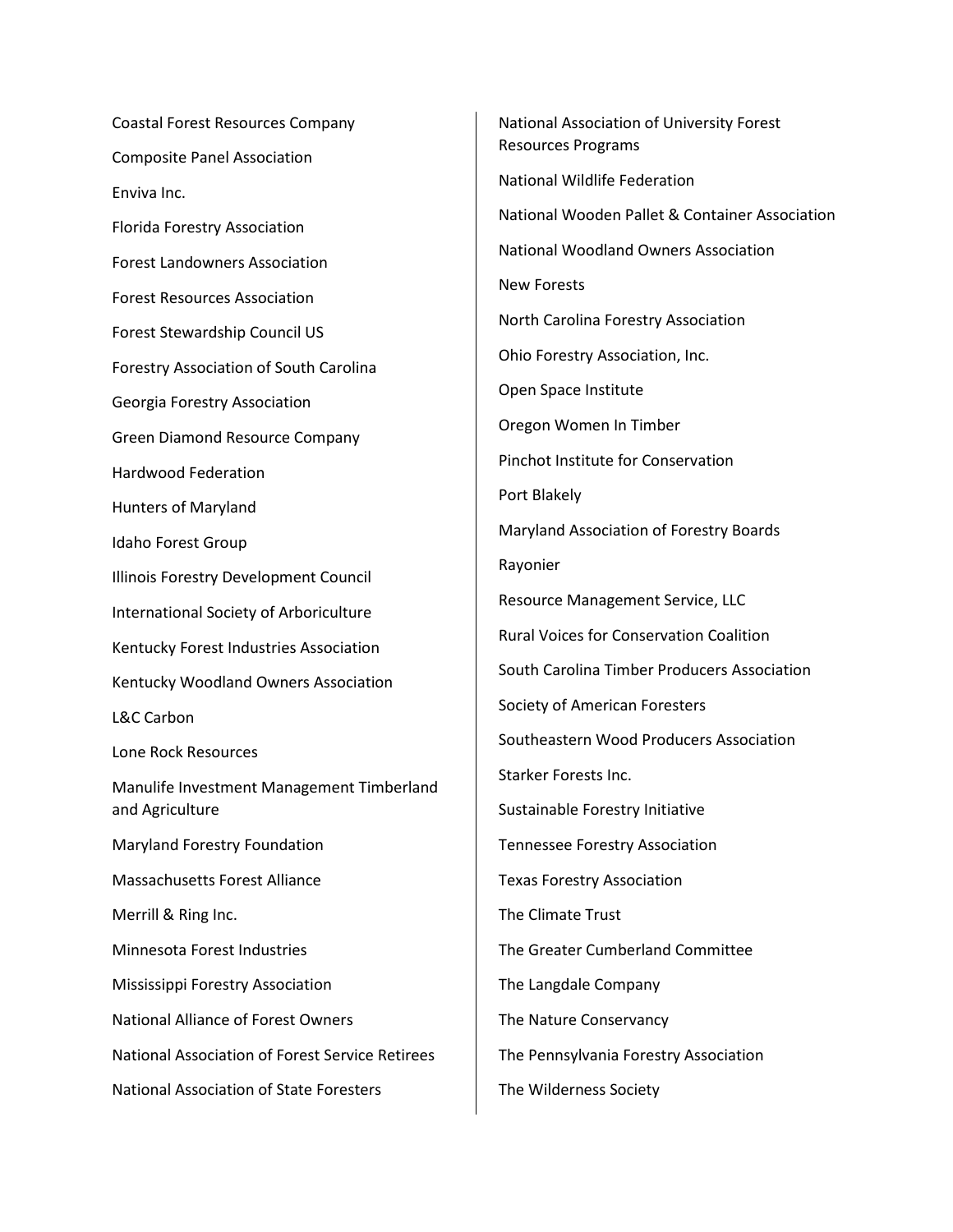Coastal Forest Resources Company

Composite Panel Association

Enviva Inc.

Florida Forestry Association

Forest Landowners Association

Forest Resources Association

Forest Stewardship Council US

Forestry Association of South Carolina

Georgia Forestry Association

Green Diamond Resource Company

Hardwood Federation

Hunters of Maryland

Idaho Forest Group

Illinois Forestry Development Council

International Society of Arboriculture

Kentucky Forest Industries Association

Kentucky Woodland Owners Association

L&C Carbon

Lone Rock Resources

Manulife Investment Management Timberland and Agriculture

Maryland Forestry Foundation

Massachusetts Forest Alliance

Merrill & Ring Inc.

Minnesota Forest Industries

Mississippi Forestry Association

National Alliance of Forest Owners

National Association of Forest Service Retirees

National Association of State Foresters

National Association of University Forest Resources Programs

National Wildlife Federation

National Wooden Pallet & Container Association

National Woodland Owners Association

New Forests

North Carolina Forestry Association

Ohio Forestry Association, Inc.

Open Space Institute

Oregon Women In Timber

Pinchot Institute for Conservation

Port Blakely

Maryland Association of Forestry Boards

Rayonier

Resource Management Service, LLC

Rural Voices for Conservation Coalition

South Carolina Timber Producers Association

Society of American Foresters

Southeastern Wood Producers Association

Starker Forests Inc.

Sustainable Forestry Initiative

Tennessee Forestry Association

Texas Forestry Association

The Climate Trust

The Greater Cumberland Committee

The Langdale Company

The Nature Conservancy

The Pennsylvania Forestry Association

The Wilderness Society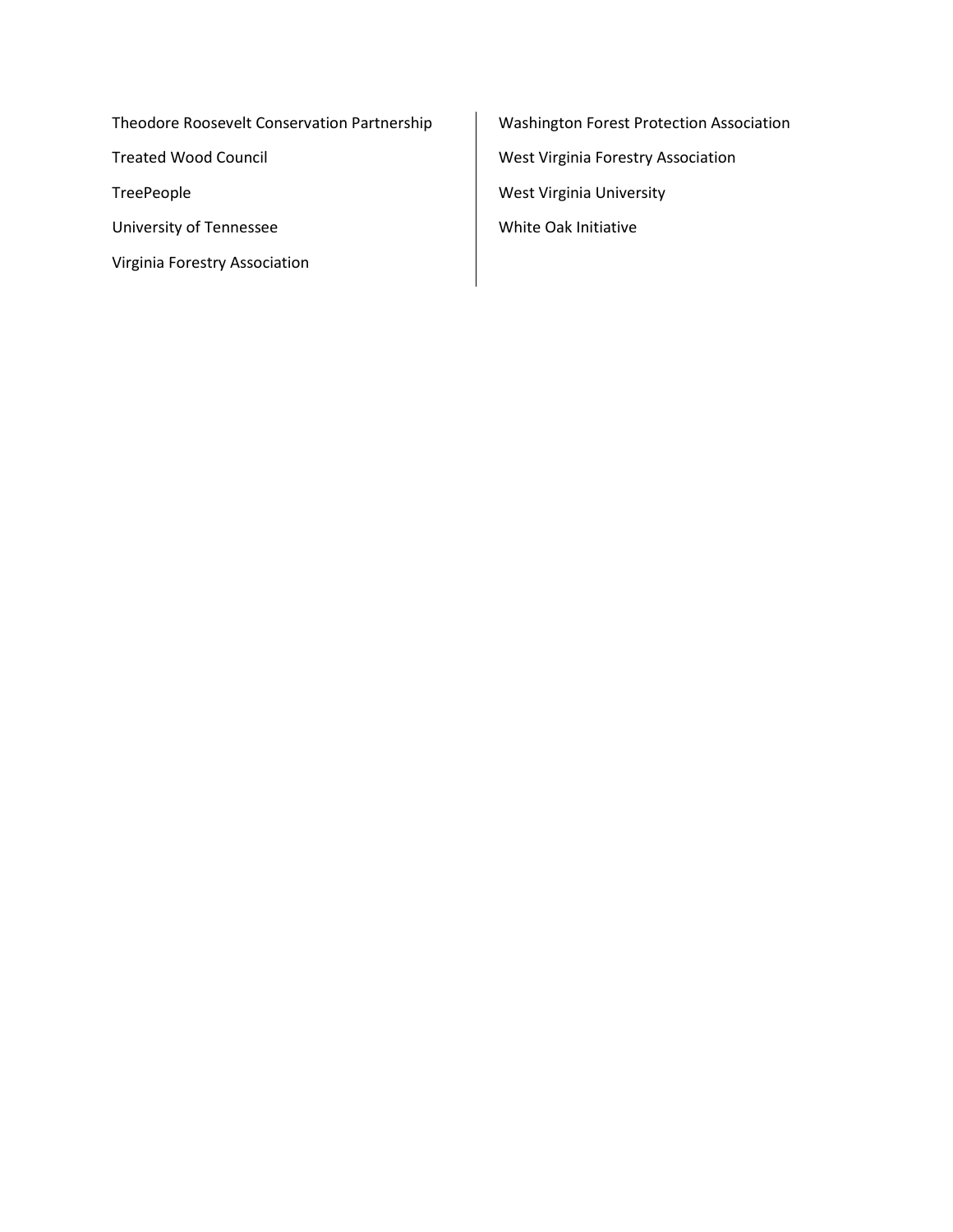Theodore Roosevelt Conservation Partnership

Treated Wood Council

TreePeople

University of Tennessee

Virginia Forestry Association

Washington Forest Protection Association

West Virginia Forestry Association

West Virginia University

White Oak Initiative